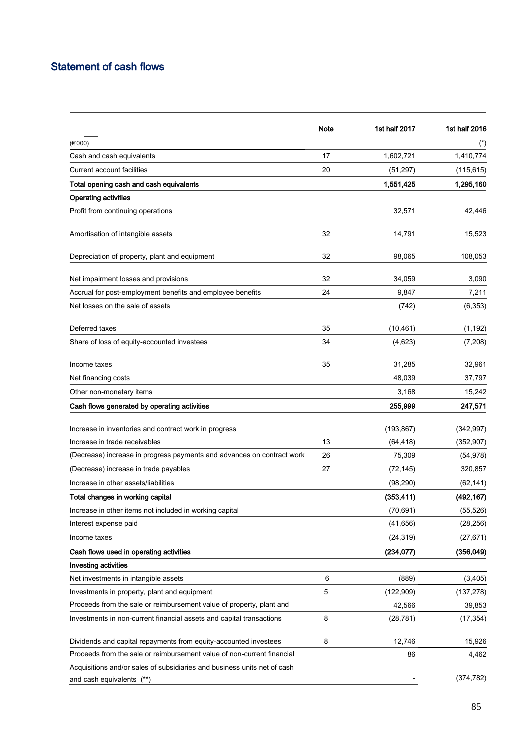## Statement of cash flows

| (€'000) | Note | 1st half 2017 | 1st half 2016 (*) |
|---|---|---|---|
| Cash and cash equivalents | 17 | 1,602,721 | 1,410,774 |
| Current account facilities | 20 | (51,297) | (115,615) |
| **Total opening cash and cash equivalents** | | **1,551,425** | **1,295,160** |
| **Operating activities** | | | |
| Profit from continuing operations | | 32,571 | 42,446 |
| Amortisation of intangible assets | 32 | 14,791 | 15,523 |
| Depreciation of property, plant and equipment | 32 | 98,065 | 108,053 |
| Net impairment losses and provisions | 32 | 34,059 | 3,090 |
| Accrual for post-employment benefits and employee benefits | 24 | 9,847 | 7,211 |
| Net losses on the sale of assets | | (742) | (6,353) |
| Deferred taxes | 35 | (10,461) | (1,192) |
| Share of loss of equity-accounted investees | 34 | (4,623) | (7,208) |
| Income taxes | 35 | 31,285 | 32,961 |
| Net financing costs | | 48,039 | 37,797 |
| Other non-monetary items | | 3,168 | 15,242 |
| **Cash flows generated by operating activities** | | **255,999** | **247,571** |
| Increase in inventories and contract work in progress | | (193,867) | (342,997) |
| Increase in trade receivables | 13 | (64,418) | (352,907) |
| (Decrease) increase in progress payments and advances on contract work | 26 | 75,309 | (54,978) |
| (Decrease) increase in trade payables | 27 | (72,145) | 320,857 |
| Increase in other assets/liabilities | | (98,290) | (62,141) |
| **Total changes in working capital** | | **(353,411)** | **(492,167)** |
| Increase in other items not included in working capital | | (70,691) | (55,526) |
| Interest expense paid | | (41,656) | (28,256) |
| Income taxes | | (24,319) | (27,671) |
| **Cash flows used in operating activities** | | **(234,077)** | **(356,049)** |
| **Investing activities** | | | |
| Net investments in intangible assets | 6 | (889) | (3,405) |
| Investments in property, plant and equipment | 5 | (122,909) | (137,278) |
| Proceeds from the sale or reimbursement value of property, plant and | | 42,566 | 39,853 |
| Investments in non-current financial assets and capital transactions | 8 | (28,781) | (17,354) |
| Dividends and capital repayments from equity-accounted investees | 8 | 12,746 | 15,926 |
| Proceeds from the sale or reimbursement value of non-current financial | | 86 | 4,462 |
| Acquisitions and/or sales of subsidiaries and business units net of cash and cash equivalents (**) | | - | (374,782) |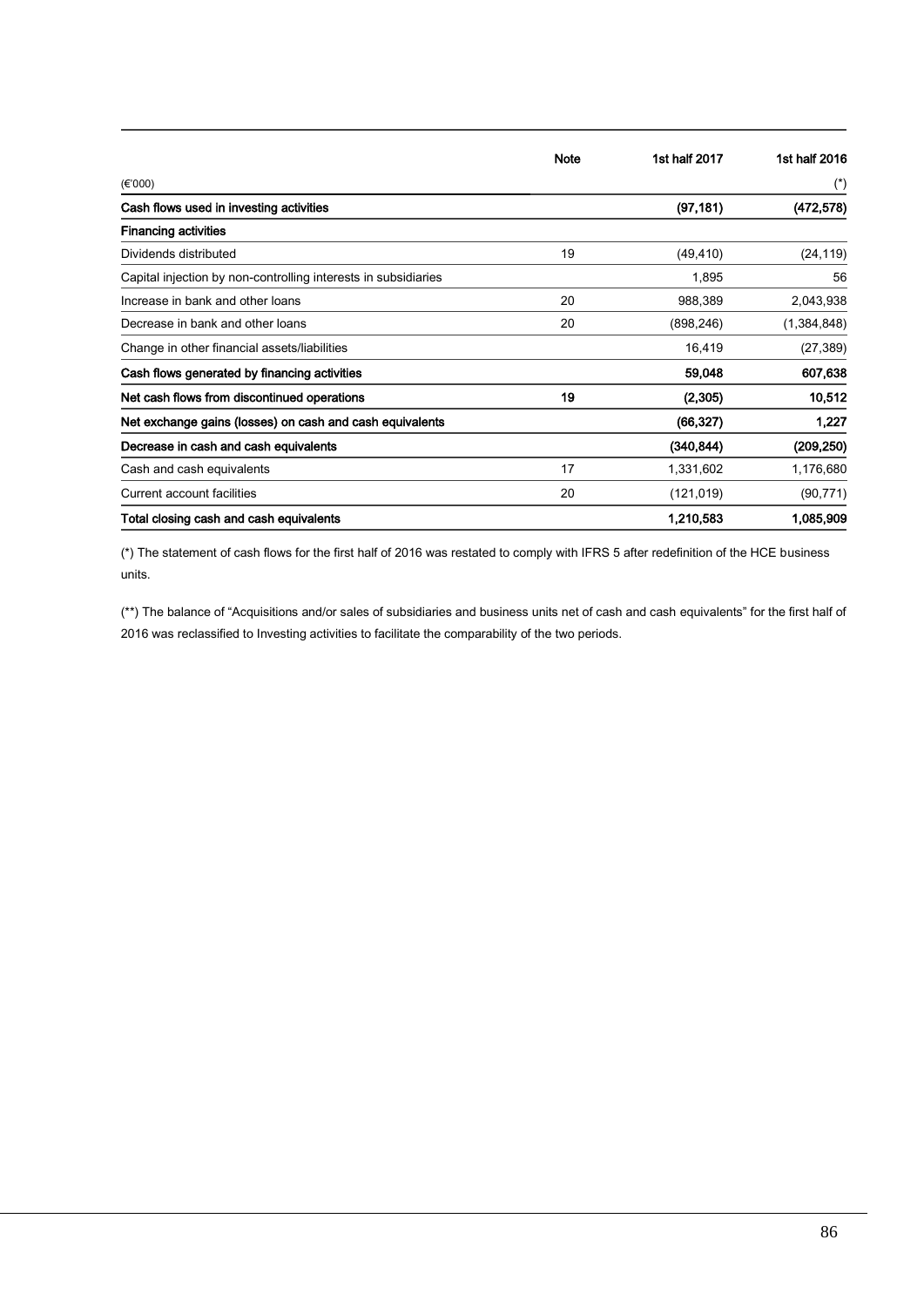| (€'000) | Note | 1st half 2017 | 1st half 2016 (*) |
|---|---|---|---|
| **Cash flows used in investing activities** | | **(97,181)** | **(472,578)** |
| **Financing activities** | | | |
| Dividends distributed | 19 | (49,410) | (24,119) |
| Capital injection by non-controlling interests in subsidiaries | | 1,895 | 56 |
| Increase in bank and other loans | 20 | 988,389 | 2,043,938 |
| Decrease in bank and other loans | 20 | (898,246) | (1,384,848) |
| Change in other financial assets/liabilities | | 16,419 | (27,389) |
| **Cash flows generated by financing activities** | | **59,048** | **607,638** |
| **Net cash flows from discontinued operations** | **19** | **(2,305)** | **10,512** |
| **Net exchange gains (losses) on cash and cash equivalents** | | **(66,327)** | **1,227** |
| **Decrease in cash and cash equivalents** | | **(340,844)** | **(209,250)** |
| Cash and cash equivalents | 17 | 1,331,602 | 1,176,680 |
| Current account facilities | 20 | (121,019) | (90,771) |
| **Total closing cash and cash equivalents** | | **1,210,583** | **1,085,909** |

(*) The statement of cash flows for the first half of 2016 was restated to comply with IFRS 5 after redefinition of the HCE business units.

(**) The balance of "Acquisitions and/or sales of subsidiaries and business units net of cash and cash equivalents" for the first half of 2016 was reclassified to Investing activities to facilitate the comparability of the two periods.